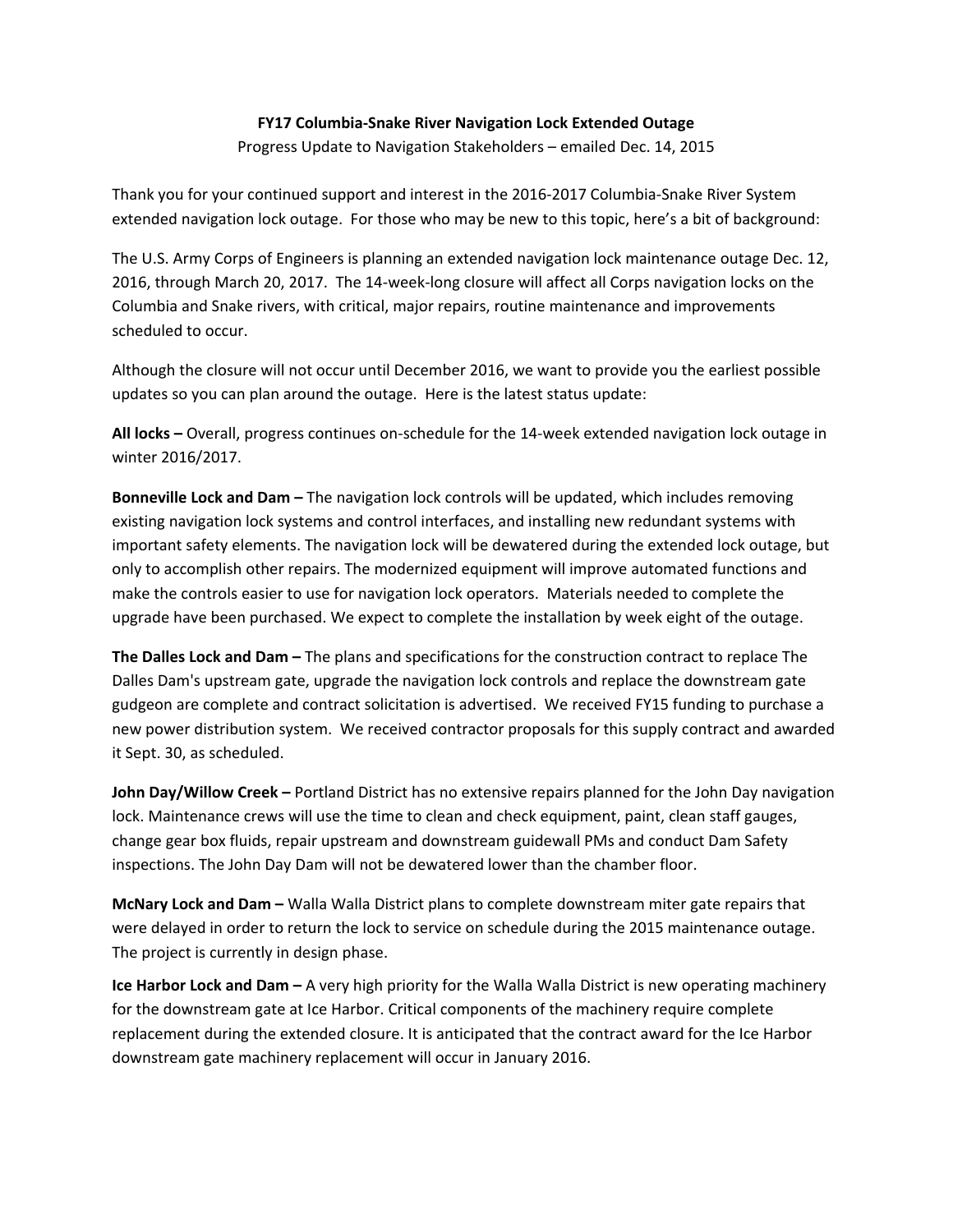**FY17 Columbia-Snake River Navigation Lock Extended Outage**

Progress Update to Navigation Stakeholders – emailed Dec. 14, 2015

Thank you for your continued support and interest in the 2016-2017 Columbia-Snake River System extended navigation lock outage. For those who may be new to this topic, here's a bit of background:

The U.S. Army Corps of Engineers is planning an extended navigation lock maintenance outage Dec. 12, 2016, through March 20, 2017. The 14-week-long closure will affect all Corps navigation locks on the Columbia and Snake rivers, with critical, major repairs, routine maintenance and improvements scheduled to occur.

Although the closure will not occur until December 2016, we want to provide you the earliest possible updates so you can plan around the outage. Here is the latest status update:

**All locks –** Overall, progress continues on-schedule for the 14-week extended navigation lock outage in winter 2016/2017.

**Bonneville Lock and Dam –** The navigation lock controls will be updated, which includes removing existing navigation lock systems and control interfaces, and installing new redundant systems with important safety elements. The navigation lock will be dewatered during the extended lock outage, but only to accomplish other repairs. The modernized equipment will improve automated functions and make the controls easier to use for navigation lock operators. Materials needed to complete the upgrade have been purchased. We expect to complete the installation by week eight of the outage.

**The Dalles Lock and Dam –** The plans and specifications for the construction contract to replace The Dalles Dam's upstream gate, upgrade the navigation lock controls and replace the downstream gate gudgeon are complete and contract solicitation is advertised. We received FY15 funding to purchase a new power distribution system. We received contractor proposals for this supply contract and awarded it Sept. 30, as scheduled.

**John Day/Willow Creek –** Portland District has no extensive repairs planned for the John Day navigation lock. Maintenance crews will use the time to clean and check equipment, paint, clean staff gauges, change gear box fluids, repair upstream and downstream guidewall PMs and conduct Dam Safety inspections. The John Day Dam will not be dewatered lower than the chamber floor.

**McNary Lock and Dam –** Walla Walla District plans to complete downstream miter gate repairs that were delayed in order to return the lock to service on schedule during the 2015 maintenance outage. The project is currently in design phase.

**Ice Harbor Lock and Dam –** A very high priority for the Walla Walla District is new operating machinery for the downstream gate at Ice Harbor. Critical components of the machinery require complete replacement during the extended closure. It is anticipated that the contract award for the Ice Harbor downstream gate machinery replacement will occur in January 2016.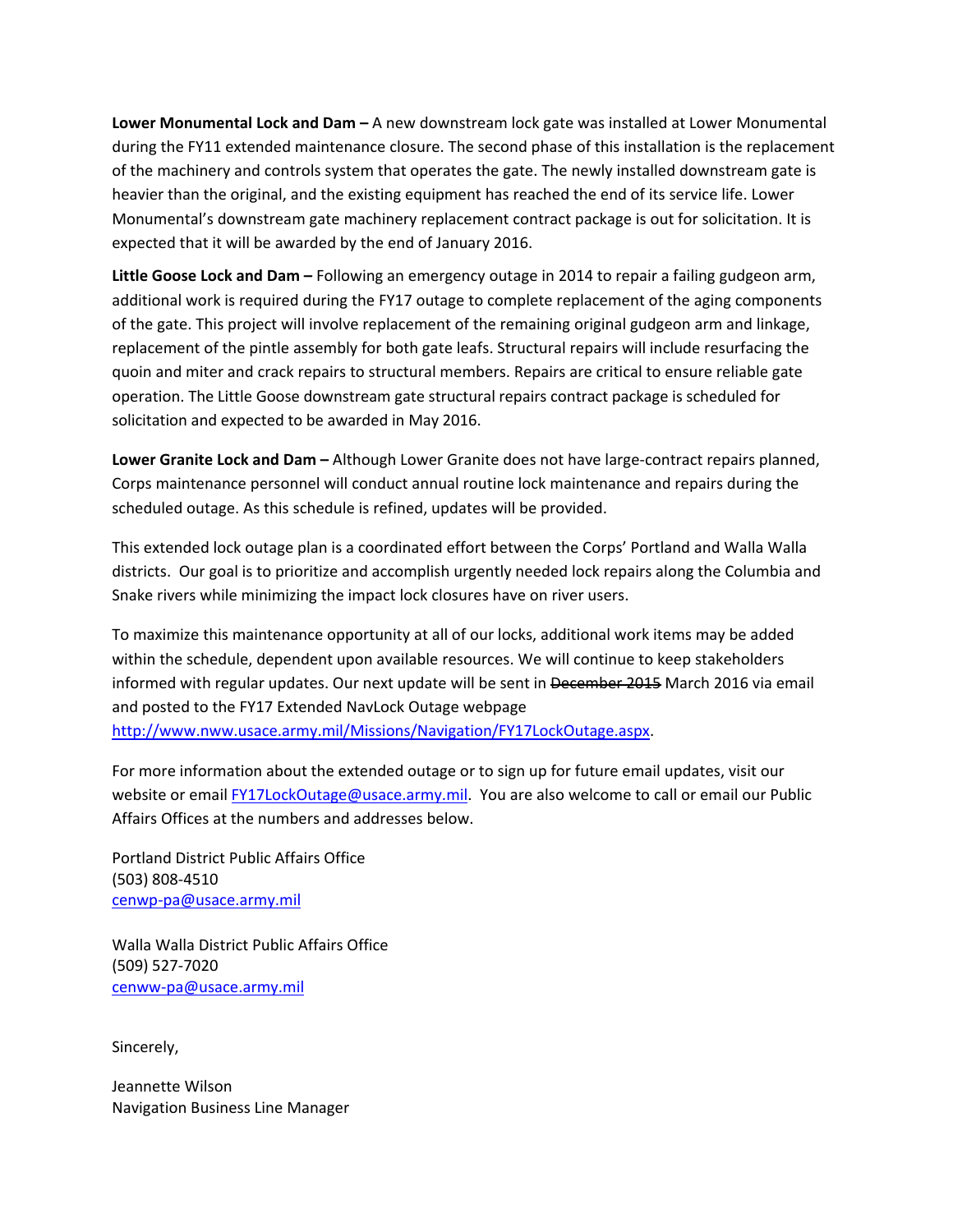**Lower Monumental Lock and Dam –** A new downstream lock gate was installed at Lower Monumental during the FY11 extended maintenance closure. The second phase of this installation is the replacement of the machinery and controls system that operates the gate. The newly installed downstream gate is heavier than the original, and the existing equipment has reached the end of its service life. Lower Monumental's downstream gate machinery replacement contract package is out for solicitation. It is expected that it will be awarded by the end of January 2016.

**Little Goose Lock and Dam –** Following an emergency outage in 2014 to repair a failing gudgeon arm, additional work is required during the FY17 outage to complete replacement of the aging components of the gate. This project will involve replacement of the remaining original gudgeon arm and linkage, replacement of the pintle assembly for both gate leafs. Structural repairs will include resurfacing the quoin and miter and crack repairs to structural members. Repairs are critical to ensure reliable gate operation. The Little Goose downstream gate structural repairs contract package is scheduled for solicitation and expected to be awarded in May 2016.

**Lower Granite Lock and Dam –** Although Lower Granite does not have large-contract repairs planned, Corps maintenance personnel will conduct annual routine lock maintenance and repairs during the scheduled outage. As this schedule is refined, updates will be provided.

This extended lock outage plan is a coordinated effort between the Corps' Portland and Walla Walla districts. Our goal is to prioritize and accomplish urgently needed lock repairs along the Columbia and Snake rivers while minimizing the impact lock closures have on river users.

To maximize this maintenance opportunity at all of our locks, additional work items may be added within the schedule, dependent upon available resources. We will continue to keep stakeholders informed with regular updates. Our next update will be sent in ~~December 2015~~ March 2016 via email and posted to the FY17 Extended NavLock Outage webpage http://www.nww.usace.army.mil/Missions/Navigation/FY17LockOutage.aspx.

For more information about the extended outage or to sign up for future email updates, visit our website or email FY17LockOutage@usace.army.mil. You are also welcome to call or email our Public Affairs Offices at the numbers and addresses below.

Portland District Public Affairs Office
(503) 808-4510
cenwp-pa@usace.army.mil

Walla Walla District Public Affairs Office
(509) 527-7020
cenww-pa@usace.army.mil

Sincerely,

Jeannette Wilson
Navigation Business Line Manager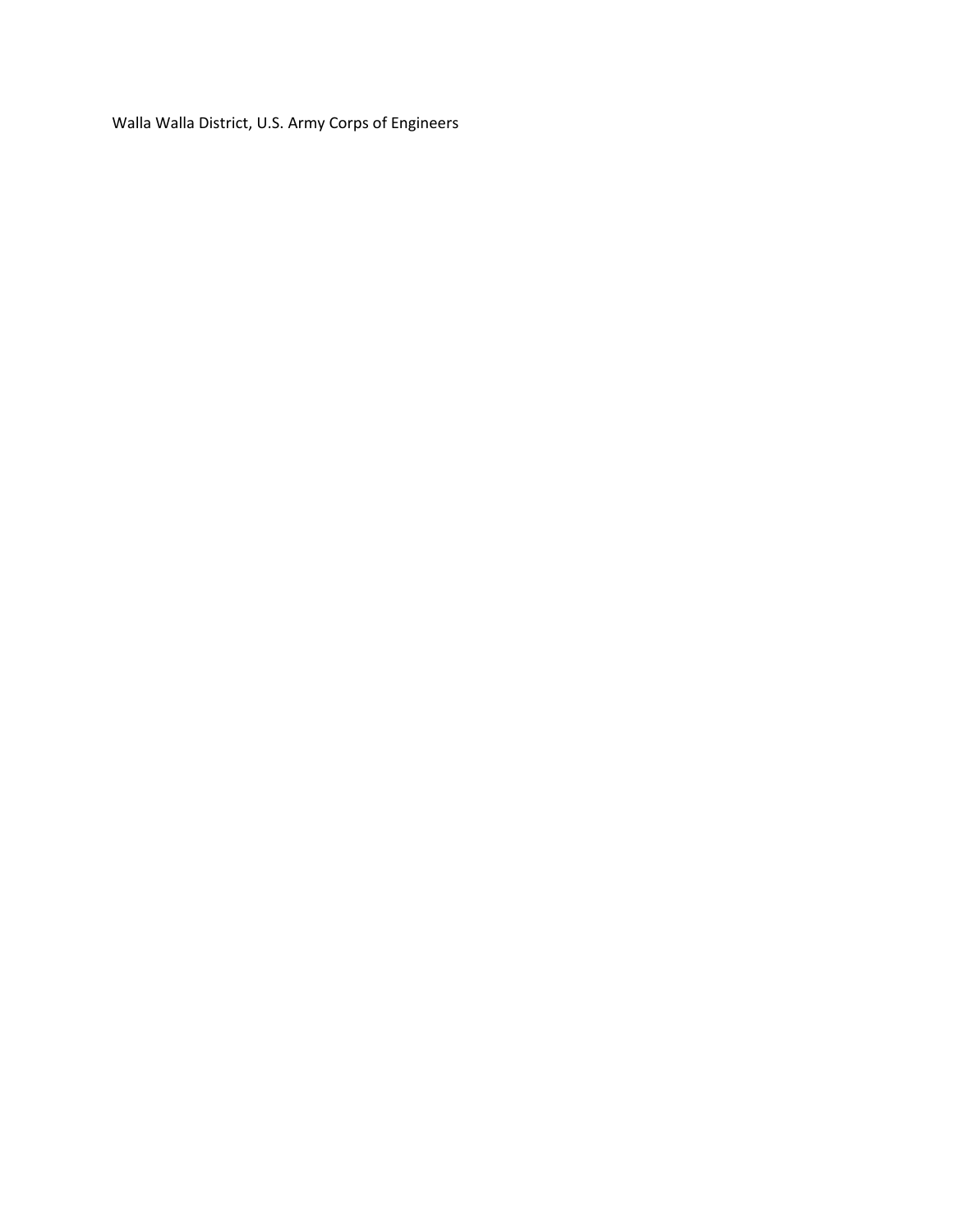Walla Walla District, U.S. Army Corps of Engineers